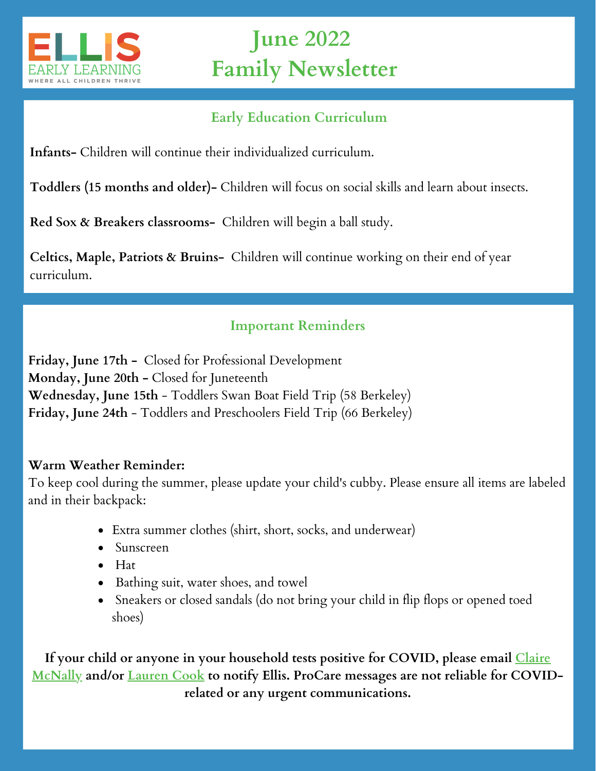ELLIS
EARLY LEARNING
WHERE ALL CHILDREN THRIVE

# June 2022 Family Newsletter

## Early Education Curriculum

**Infants-** Children will continue their individualized curriculum.

**Toddlers (15 months and older)-** Children will focus on social skills and learn about insects.

**Red Sox & Breakers classrooms-** Children will begin a ball study.

**Celtics, Maple, Patriots & Bruins-** Children will continue working on their end of year curriculum.

## Important Reminders

**Friday, June 17th -** Closed for Professional Development
**Monday, June 20th -** Closed for Juneteenth
**Wednesday, June 15th** - Toddlers Swan Boat Field Trip (58 Berkeley)
**Friday, June 24th** - Toddlers and Preschoolers Field Trip (66 Berkeley)

**Warm Weather Reminder:**
To keep cool during the summer, please update your child's cubby. Please ensure all items are labeled and in their backpack:

- Extra summer clothes (shirt, short, socks, and underwear)
- Sunscreen
- Hat
- Bathing suit, water shoes, and towel
- Sneakers or closed sandals (do not bring your child in flip flops or opened toed shoes)

**If your child or anyone in your household tests positive for COVID, please email Claire McNally and/or Lauren Cook to notify Ellis. ProCare messages are not reliable for COVID-related or any urgent communications.**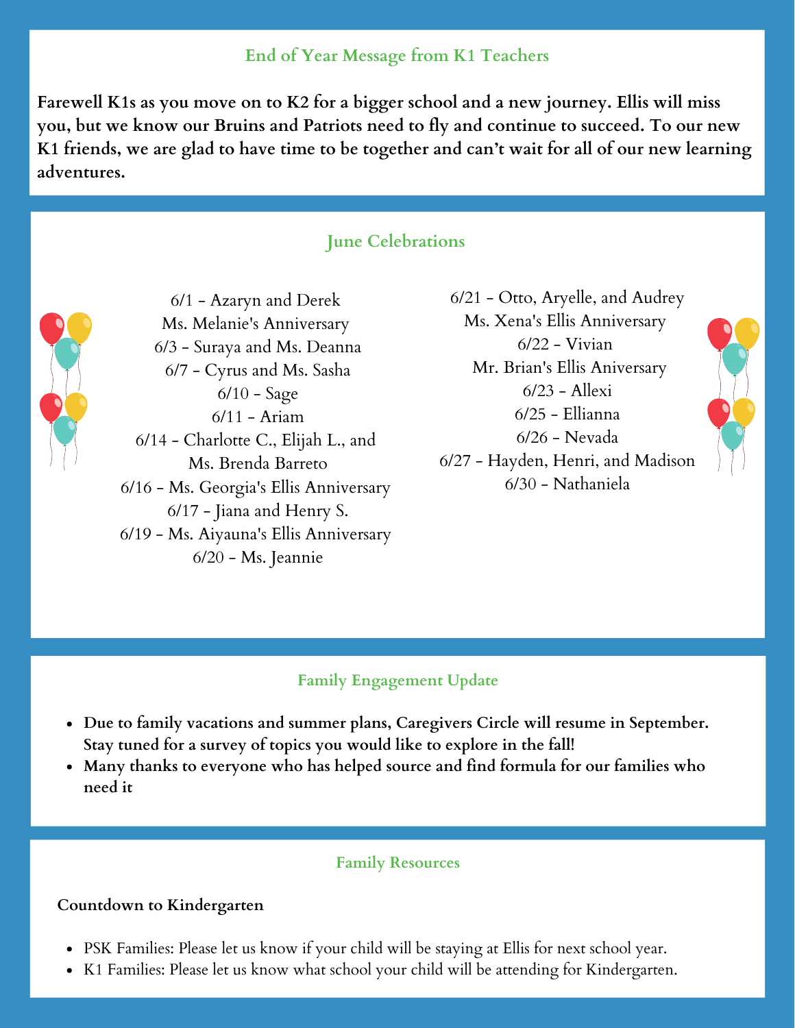## End of Year Message from K1 Teachers

**Farewell K1s as you move on to K2 for a bigger school and a new journey. Ellis will miss you, but we know our Bruins and Patriots need to fly and continue to succeed. To our new K1 friends, we are glad to have time to be together and can't wait for all of our new learning adventures.**

## June Celebrations

6/1 - Azaryn and Derek
Ms. Melanie's Anniversary
6/3 - Suraya and Ms. Deanna
6/7 - Cyrus and Ms. Sasha
6/10 - Sage
6/11 - Ariam
6/14 - Charlotte C., Elijah L., and Ms. Brenda Barreto
6/16 - Ms. Georgia's Ellis Anniversary
6/17 - Jiana and Henry S.
6/19 - Ms. Aiyauna's Ellis Anniversary
6/20 - Ms. Jeannie
6/21 - Otto, Aryelle, and Audrey
Ms. Xena's Ellis Anniversary
6/22 - Vivian
Mr. Brian's Ellis Aniversary
6/23 - Allexi
6/25 - Ellianna
6/26 - Nevada
6/27 - Hayden, Henri, and Madison
6/30 - Nathaniela

## Family Engagement Update

- **Due to family vacations and summer plans, Caregivers Circle will resume in September. Stay tuned for a survey of topics you would like to explore in the fall!**
- **Many thanks to everyone who has helped source and find formula for our families who need it**

## Family Resources

**Countdown to Kindergarten**

- PSK Families: Please let us know if your child will be staying at Ellis for next school year.
- K1 Families: Please let us know what school your child will be attending for Kindergarten.